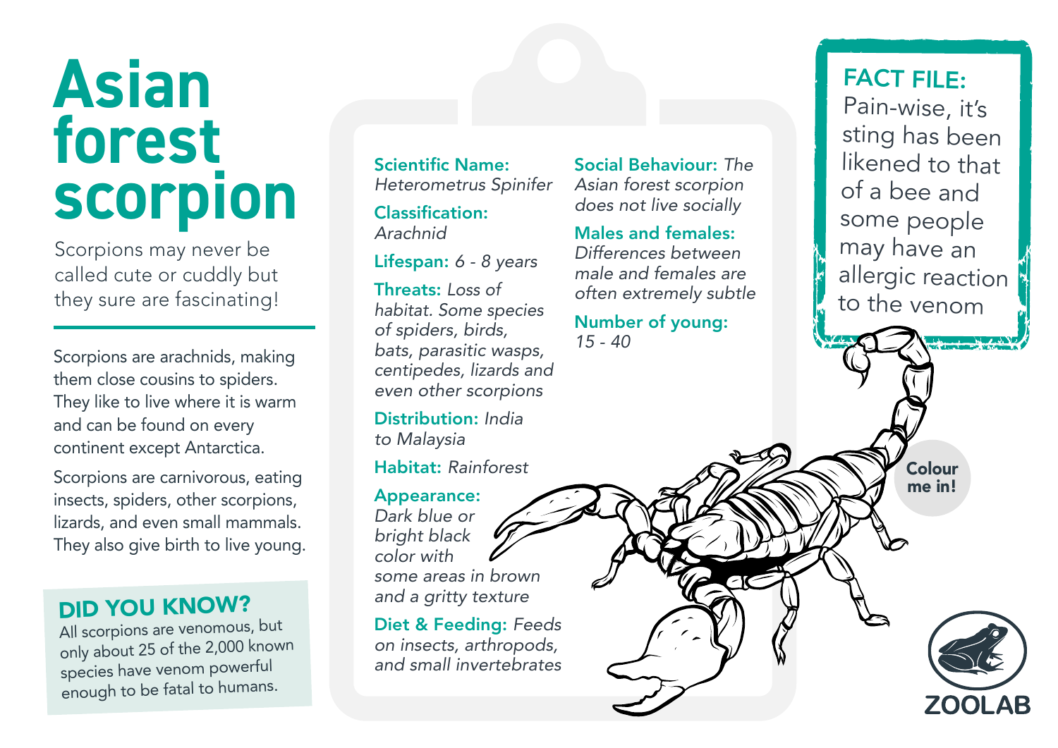# Asian forest scorpion

Scorpions may never be called cute or cuddly but they sure are fascinating!

Scorpions are arachnids, making them close cousins to spiders. They like to live where it is warm and can be found on every continent except Antarctica.

Scorpions are carnivorous, eating insects, spiders, other scorpions, lizards, and even small mammals. They also give birth to live young.

## DID YOU KNOW?

All scorpions are venomous, but only about 25 of the 2,000 known species have venom powerful enough to be fatal to humans.

**Scientific Name:** *Heterometrus Spinifer*

**Classification:** *Arachnid*

**Lifespan:** *6 - 8 years*

**Threats:** *Loss of habitat. Some species of spiders, birds, bats, parasitic wasps, centipedes, lizards and even other scorpions*

**Distribution:** *India to Malaysia*

**Habitat:** *Rainforest*

**Appearance:** *Dark blue or bright black color with some areas in brown and a gritty texture*

**Diet & Feeding:** *Feeds on insects, arthropods, and small invertebrates*

**Social Behaviour:** *The Asian forest scorpion does not live socially*

**Males and females:** *Differences between male and females are often extremely subtle*

**Number of young:** *15 - 40*

## FACT FILE:

Pain-wise, it's sting has been likened to that of a bee and some people may have an allergic reaction to the venom

Colour me in!

ZOOLAB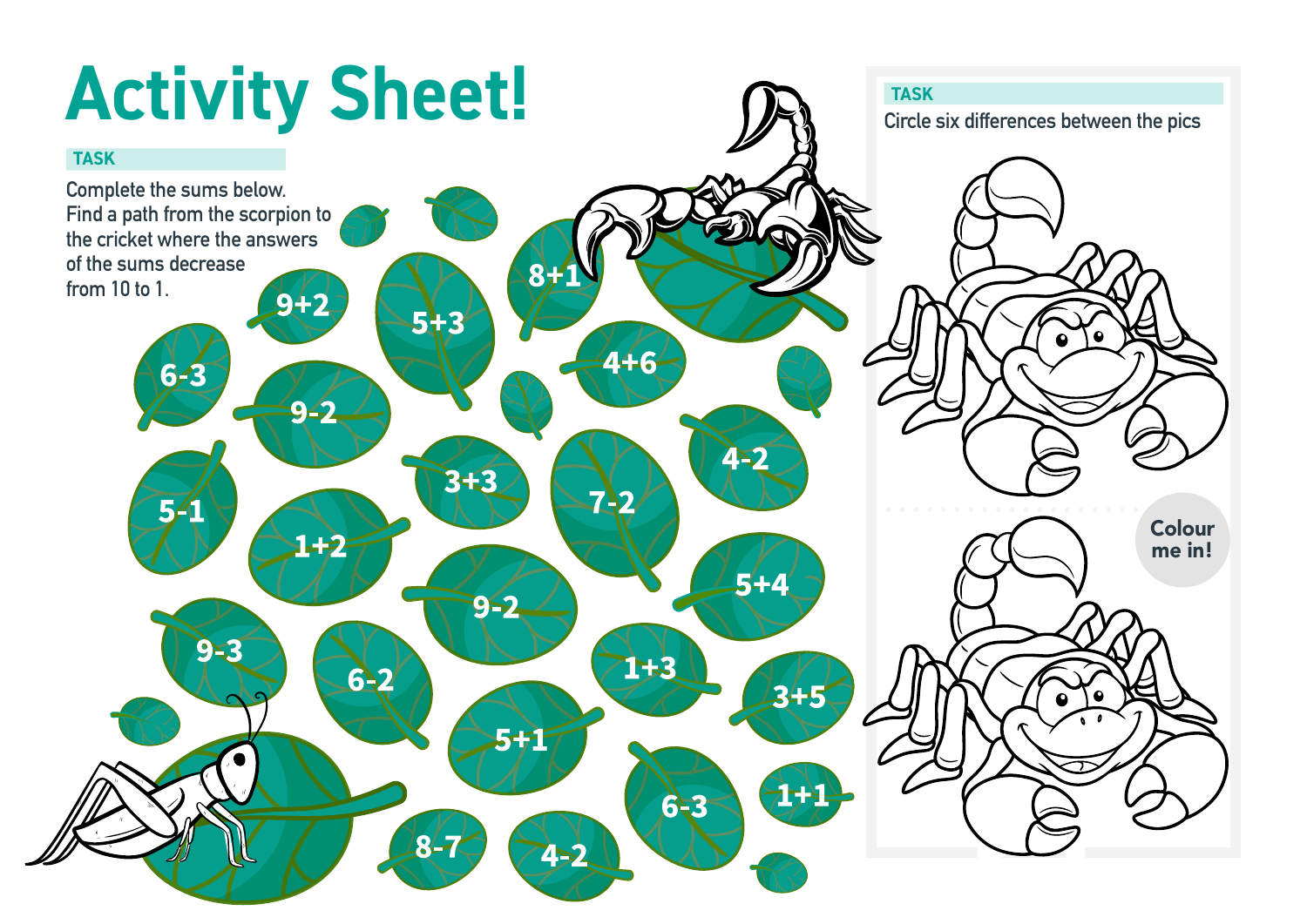# Activity Sheet!

**TASK**

Complete the sums below.
Find a path from the scorpion to the cricket where the answers of the sums decrease from 10 to 1.

8+1

9+2

5+3

4+6

6-3

9-2

3+3

7-2

4-2

5-1

1+2

5+4

9-2

9-3

6-2

1+3

3+5

5+1

6-3

1+1

8-7

4-2

**TASK**

Circle six differences between the pics

Colour me in!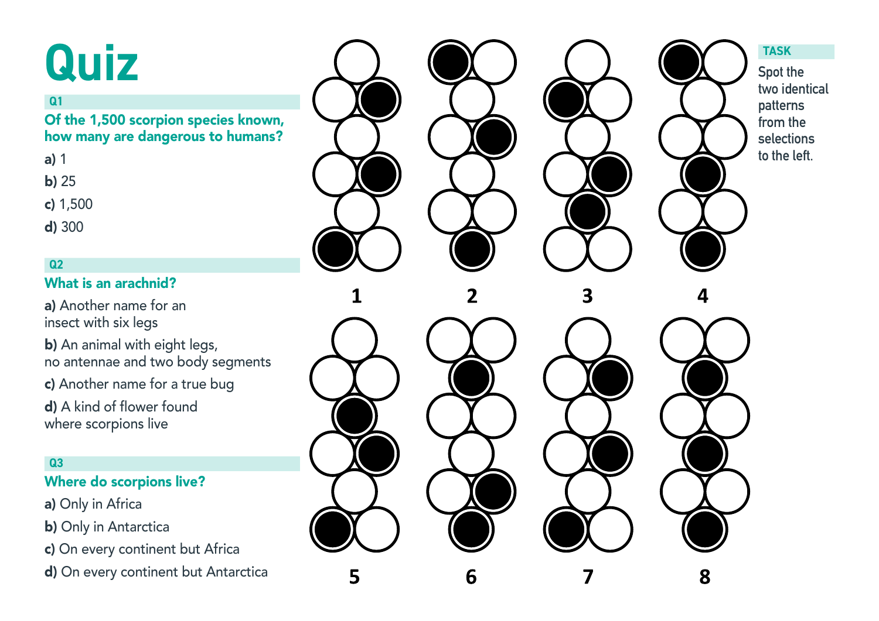# Quiz

## Q1

**Of the 1,500 scorpion species known, how many are dangerous to humans?**

**a)** 1

**b)** 25

**c)** 1,500

**d)** 300

## Q2

**What is an arachnid?**

**a)** Another name for an insect with six legs

**b)** An animal with eight legs, no antennae and two body segments

**c)** Another name for a true bug

**d)** A kind of flower found where scorpions live

## Q3

**Where do scorpions live?**

**a)** Only in Africa

**b)** Only in Antarctica

**c)** On every continent but Africa

**d)** On every continent but Antarctica

1

2

3

4

5

6

7

8

## TASK

Spot the two identical patterns from the selections to the left.